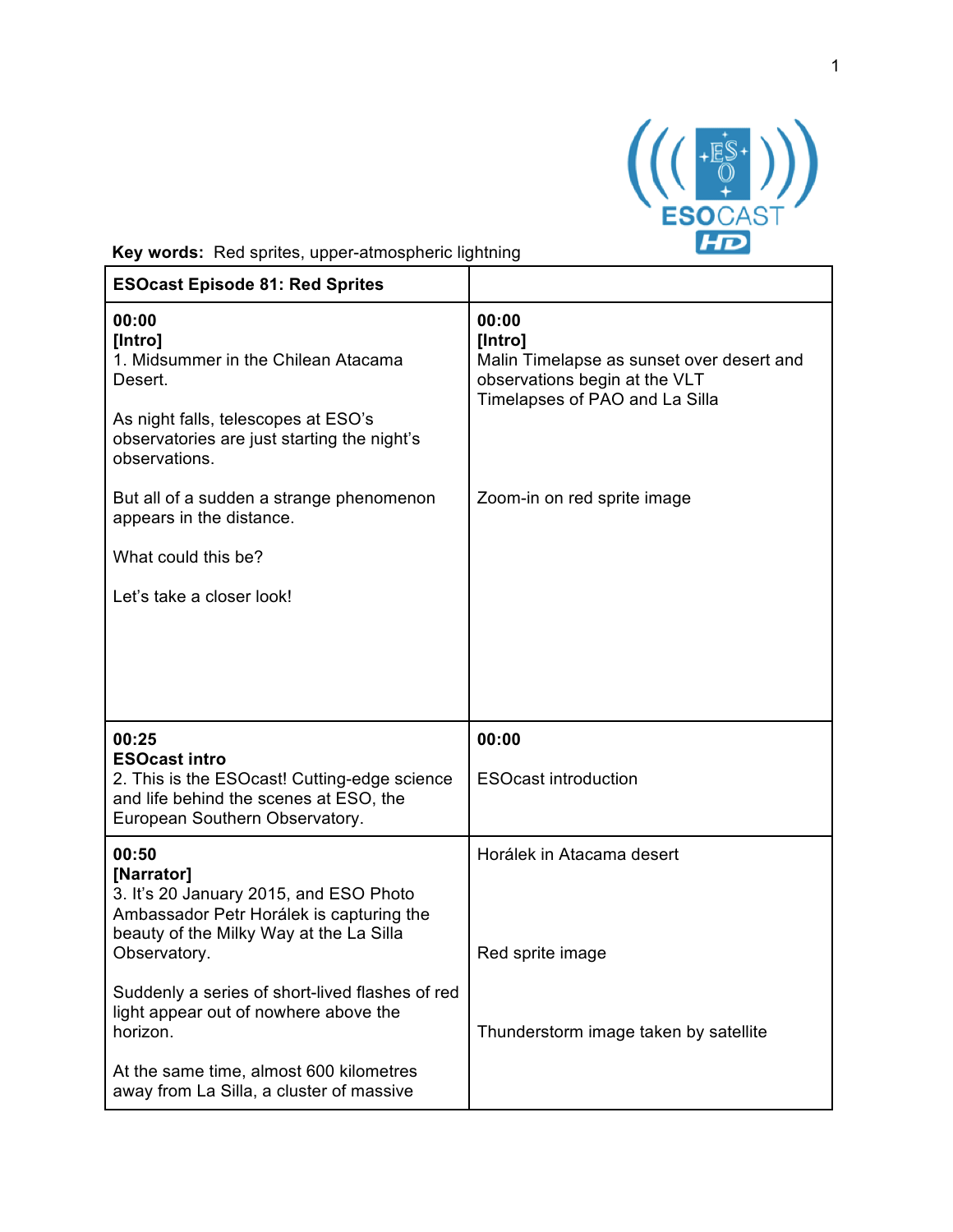**Key words:** Red sprites, upper-atmospheric lightning

| **ESOcast Episode 81: Red Sprites** | |
|---|---|
| **00:00**<br>**[Intro]**<br>1. Midsummer in the Chilean Atacama Desert.<br><br>As night falls, telescopes at ESO's observatories are just starting the night's observations.<br><br>But all of a sudden a strange phenomenon appears in the distance.<br><br>What could this be?<br><br>Let's take a closer look! | **00:00**<br>**[Intro]**<br>Malin Timelapse as sunset over desert and observations begin at the VLT<br>Timelapses of PAO and La Silla<br><br>Zoom-in on red sprite image |
| **00:25**<br>**ESOcast intro**<br>2. This is the ESOcast! Cutting-edge science and life behind the scenes at ESO, the European Southern Observatory. | **00:00**<br><br>ESOcast introduction |
| **00:50**<br>**[Narrator]**<br>3. It's 20 January 2015, and ESO Photo Ambassador Petr Horálek is capturing the beauty of the Milky Way at the La Silla Observatory.<br><br>Suddenly a series of short-lived flashes of red light appear out of nowhere above the horizon.<br><br>At the same time, almost 600 kilometres away from La Silla, a cluster of massive | Horálek in Atacama desert<br><br>Red sprite image<br><br>Thunderstorm image taken by satellite |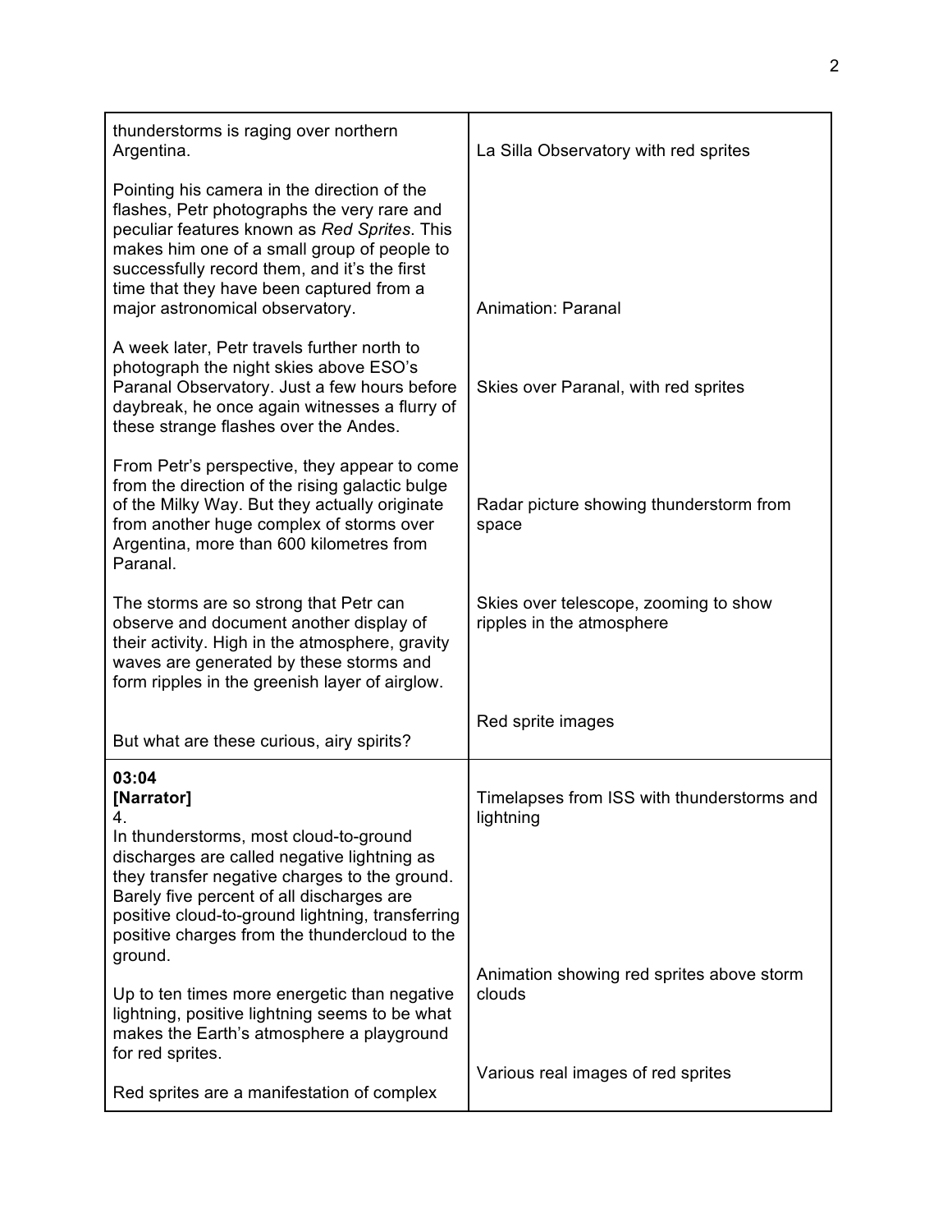| | |
|---|---|
| thunderstorms is raging over northern Argentina.<br><br>Pointing his camera in the direction of the flashes, Petr photographs the very rare and peculiar features known as *Red Sprites*. This makes him one of a small group of people to successfully record them, and it's the first time that they have been captured from a major astronomical observatory.<br><br>A week later, Petr travels further north to photograph the night skies above ESO's Paranal Observatory. Just a few hours before daybreak, he once again witnesses a flurry of these strange flashes over the Andes.<br><br>From Petr's perspective, they appear to come from the direction of the rising galactic bulge of the Milky Way. But they actually originate from another huge complex of storms over Argentina, more than 600 kilometres from Paranal.<br><br>The storms are so strong that Petr can observe and document another display of their activity. High in the atmosphere, gravity waves are generated by these storms and form ripples in the greenish layer of airglow.<br><br>But what are these curious, airy spirits? | La Silla Observatory with red sprites<br><br>Animation: Paranal<br><br>Skies over Paranal, with red sprites<br><br>Radar picture showing thunderstorm from space<br><br>Skies over telescope, zooming to show ripples in the atmosphere<br><br>Red sprite images |
| **03:04**<br>**[Narrator]**<br>4.<br>In thunderstorms, most cloud-to-ground discharges are called negative lightning as they transfer negative charges to the ground. Barely five percent of all discharges are positive cloud-to-ground lightning, transferring positive charges from the thundercloud to the ground.<br><br>Up to ten times more energetic than negative lightning, positive lightning seems to be what makes the Earth's atmosphere a playground for red sprites.<br><br>Red sprites are a manifestation of complex | Timelapses from ISS with thunderstorms and lightning<br><br>Animation showing red sprites above storm clouds<br><br>Various real images of red sprites |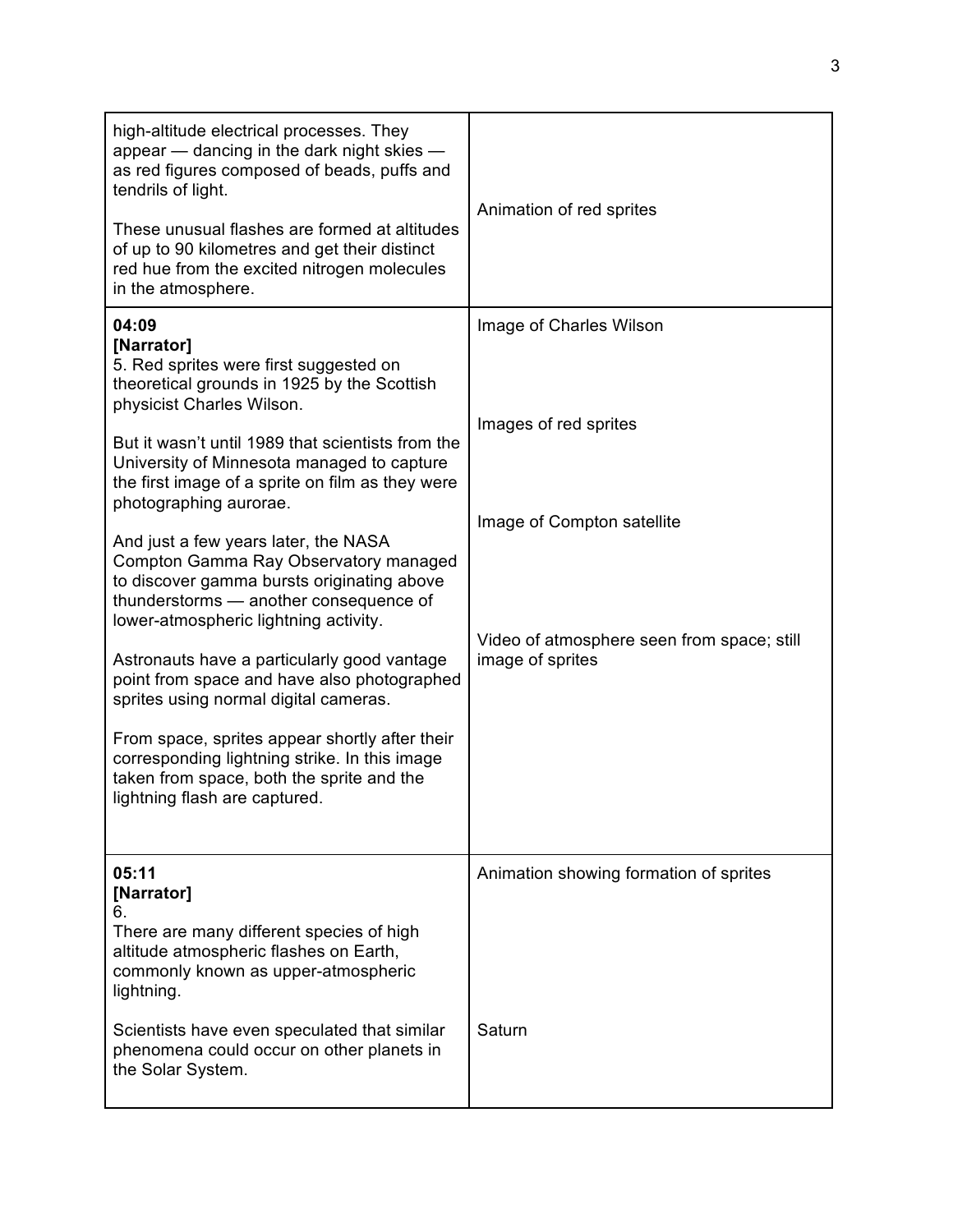| | |
|---|---|
| high-altitude electrical processes. They appear — dancing in the dark night skies — as red figures composed of beads, puffs and tendrils of light.<br><br>These unusual flashes are formed at altitudes of up to 90 kilometres and get their distinct red hue from the excited nitrogen molecules in the atmosphere. | Animation of red sprites |
| **04:09**<br>**[Narrator]**<br>5. Red sprites were first suggested on theoretical grounds in 1925 by the Scottish physicist Charles Wilson.<br><br>But it wasn't until 1989 that scientists from the University of Minnesota managed to capture the first image of a sprite on film as they were photographing aurorae.<br><br>And just a few years later, the NASA Compton Gamma Ray Observatory managed to discover gamma bursts originating above thunderstorms — another consequence of lower-atmospheric lightning activity.<br><br>Astronauts have a particularly good vantage point from space and have also photographed sprites using normal digital cameras.<br><br>From space, sprites appear shortly after their corresponding lightning strike. In this image taken from space, both the sprite and the lightning flash are captured. | Image of Charles Wilson<br><br>Images of red sprites<br><br>Image of Compton satellite<br><br>Video of atmosphere seen from space; still image of sprites |
| **05:11**<br>**[Narrator]**<br>6.<br>There are many different species of high altitude atmospheric flashes on Earth, commonly known as upper-atmospheric lightning.<br><br>Scientists have even speculated that similar phenomena could occur on other planets in the Solar System. | Animation showing formation of sprites<br><br>Saturn |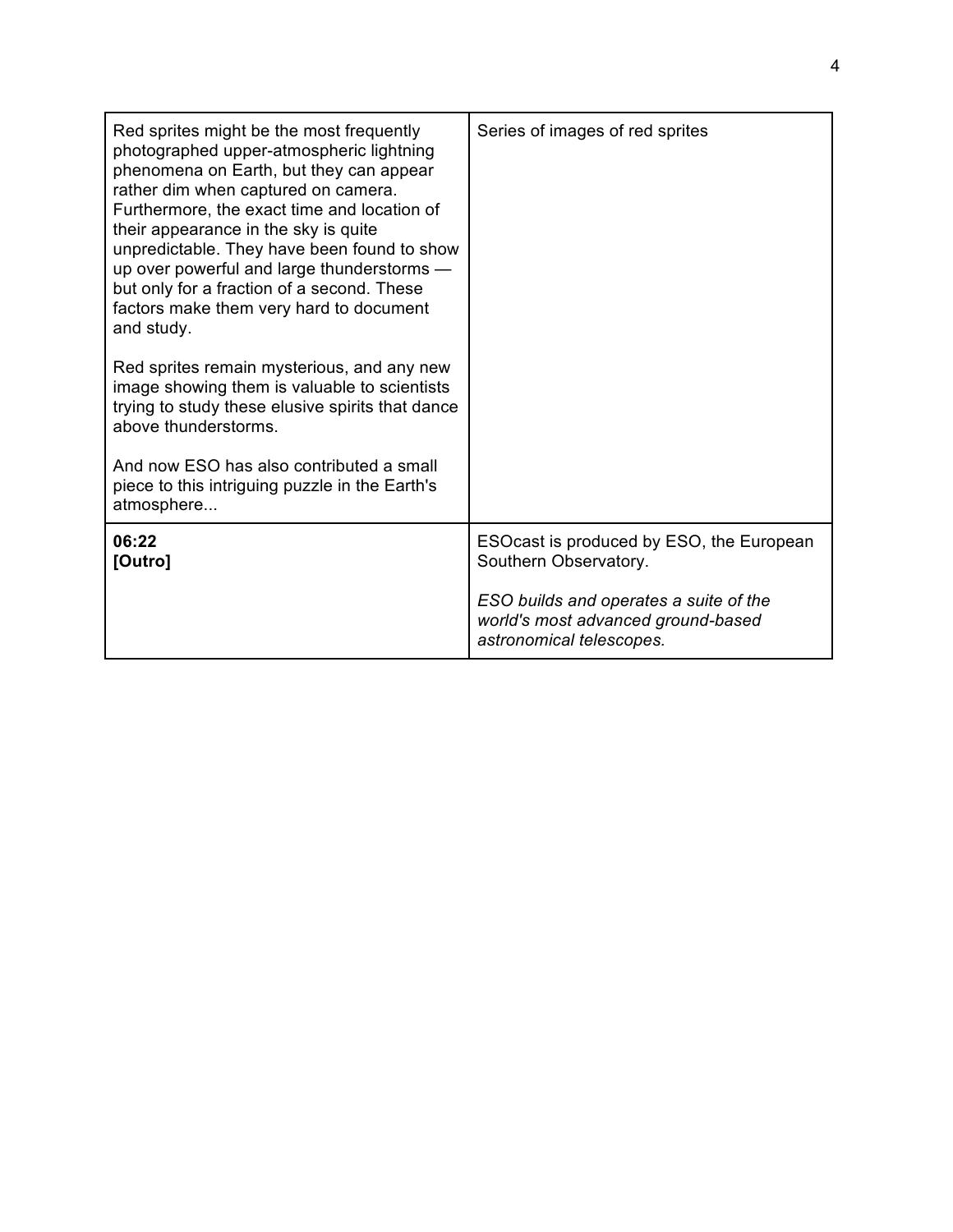| | |
|---|---|
| Red sprites might be the most frequently photographed upper-atmospheric lightning phenomena on Earth, but they can appear rather dim when captured on camera. Furthermore, the exact time and location of their appearance in the sky is quite unpredictable. They have been found to show up over powerful and large thunderstorms — but only for a fraction of a second. These factors make them very hard to document and study.<br><br>Red sprites remain mysterious, and any new image showing them is valuable to scientists trying to study these elusive spirits that dance above thunderstorms.<br><br>And now ESO has also contributed a small piece to this intriguing puzzle in the Earth's atmosphere... | Series of images of red sprites |
| **06:22**<br>**[Outro]** | ESOcast is produced by ESO, the European Southern Observatory.<br><br>*ESO builds and operates a suite of the world's most advanced ground-based astronomical telescopes.* |